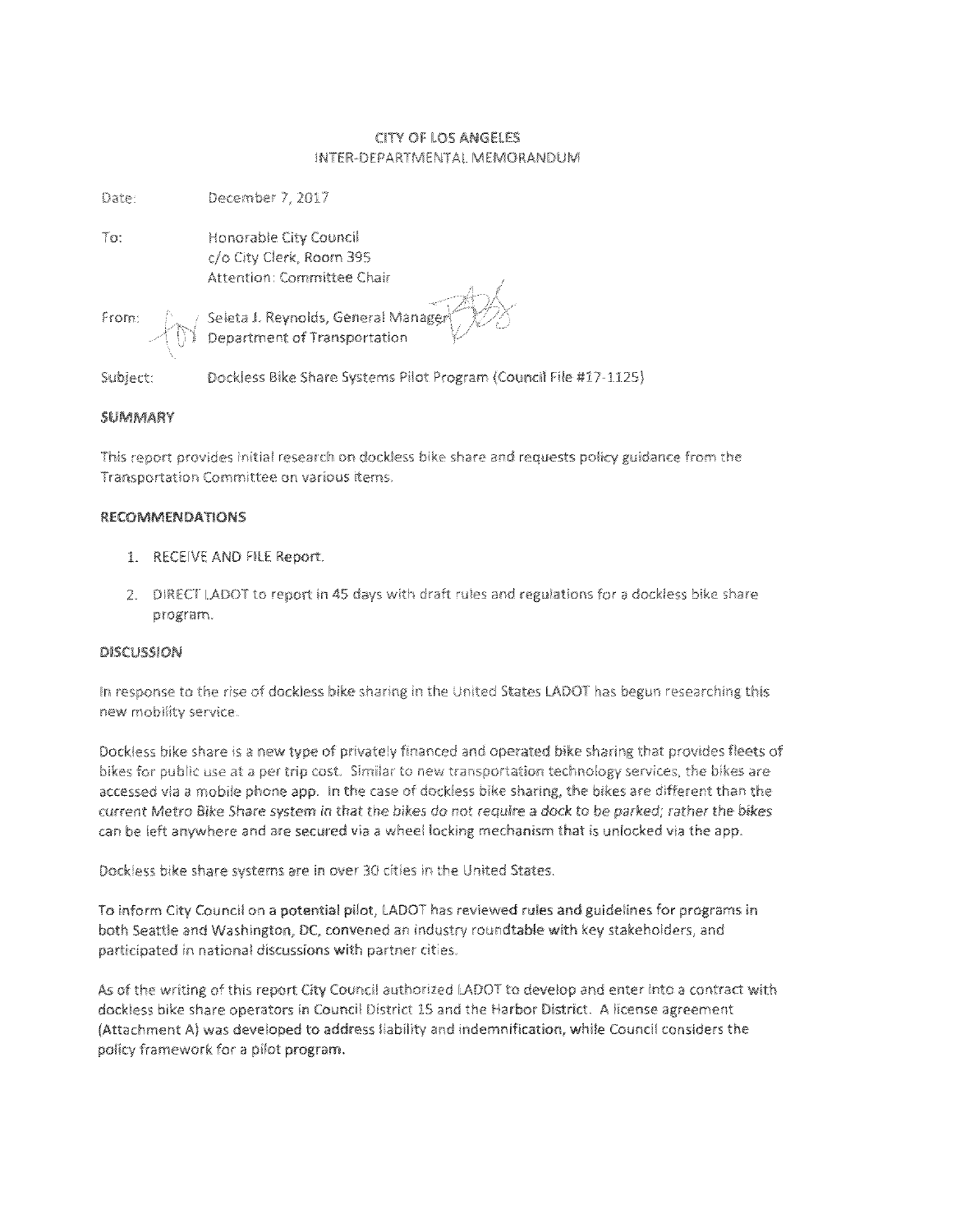CITY OF LOS ANGELES
INTER-DEPARTMENTAL MEMORANDUM

Date: December 7, 2017

To: Honorable City Council
c/o City Clerk, Room 395
Attention: Committee Chair

From: Seleta J. Reynolds, General Manager
Department of Transportation

Subject: Dockless Bike Share Systems Pilot Program (Council File #17-1125)

**SUMMARY**

This report provides initial research on dockless bike share and requests policy guidance from the Transportation Committee on various items.

**RECOMMENDATIONS**

1. RECEIVE AND FILE Report.

2. DIRECT LADOT to report in 45 days with draft rules and regulations for a dockless bike share program.

**DISCUSSION**

In response to the rise of dockless bike sharing in the United States LADOT has begun researching this new mobility service.

Dockless bike share is a new type of privately financed and operated bike sharing that provides fleets of bikes for public use at a per trip cost. Similar to new transportation technology services, the bikes are accessed via a mobile phone app. In the case of dockless bike sharing, the bikes are different than the current Metro Bike Share system in that the bikes do not require a dock to be parked; rather the bikes can be left anywhere and are secured via a wheel locking mechanism that is unlocked via the app.

Dockless bike share systems are in over 30 cities in the United States.

To inform City Council on a potential pilot, LADOT has reviewed rules and guidelines for programs in both Seattle and Washington, DC, convened an industry roundtable with key stakeholders, and participated in national discussions with partner cities.

As of the writing of this report City Council authorized LADOT to develop and enter into a contract with dockless bike share operators in Council District 15 and the Harbor District. A license agreement (Attachment A) was developed to address liability and indemnification, while Council considers the policy framework for a pilot program.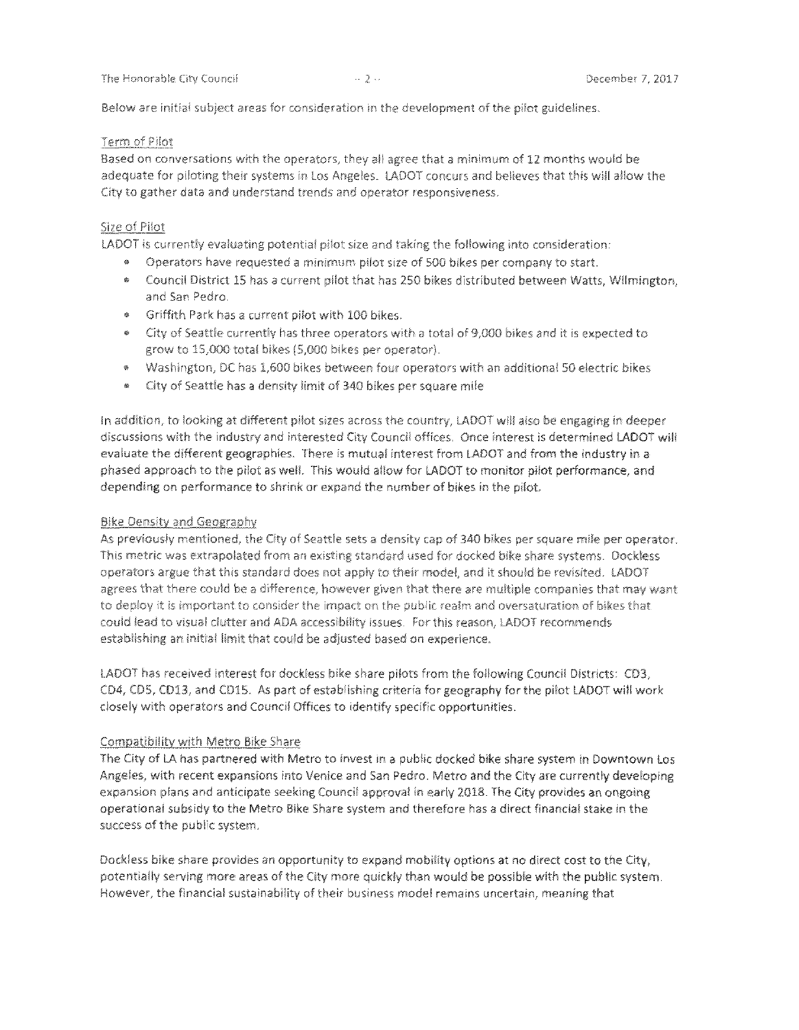Below are initial subject areas for consideration in the development of the pilot guidelines.

Term of Pilot

Based on conversations with the operators, they all agree that a minimum of 12 months would be adequate for piloting their systems in Los Angeles. LADOT concurs and believes that this will allow the City to gather data and understand trends and operator responsiveness.

Size of Pilot

LADOT is currently evaluating potential pilot size and taking the following into consideration:

- Operators have requested a minimum pilot size of 500 bikes per company to start.
- Council District 15 has a current pilot that has 250 bikes distributed between Watts, Wilmington, and San Pedro.
- Griffith Park has a current pilot with 100 bikes.
- City of Seattle currently has three operators with a total of 9,000 bikes and it is expected to grow to 15,000 total bikes (5,000 bikes per operator).
- Washington, DC has 1,600 bikes between four operators with an additional 50 electric bikes
- City of Seattle has a density limit of 340 bikes per square mile

In addition, to looking at different pilot sizes across the country, LADOT will also be engaging in deeper discussions with the industry and interested City Council offices. Once interest is determined LADOT will evaluate the different geographies. There is mutual interest from LADOT and from the industry in a phased approach to the pilot as well. This would allow for LADOT to monitor pilot performance, and depending on performance to shrink or expand the number of bikes in the pilot.

Bike Density and Geography

As previously mentioned, the City of Seattle sets a density cap of 340 bikes per square mile per operator. This metric was extrapolated from an existing standard used for docked bike share systems. Dockless operators argue that this standard does not apply to their model, and it should be revisited. LADOT agrees that there could be a difference, however given that there are multiple companies that may want to deploy it is important to consider the impact on the public realm and oversaturation of bikes that could lead to visual clutter and ADA accessibility issues. For this reason, LADOT recommends establishing an initial limit that could be adjusted based on experience.

LADOT has received interest for dockless bike share pilots from the following Council Districts: CD3, CD4, CD5, CD13, and CD15. As part of establishing criteria for geography for the pilot LADOT will work closely with operators and Council Offices to identify specific opportunities.

Compatibility with Metro Bike Share

The City of LA has partnered with Metro to invest in a public docked bike share system in Downtown Los Angeles, with recent expansions into Venice and San Pedro. Metro and the City are currently developing expansion plans and anticipate seeking Council approval in early 2018. The City provides an ongoing operational subsidy to the Metro Bike Share system and therefore has a direct financial stake in the success of the public system.

Dockless bike share provides an opportunity to expand mobility options at no direct cost to the City, potentially serving more areas of the City more quickly than would be possible with the public system. However, the financial sustainability of their business model remains uncertain, meaning that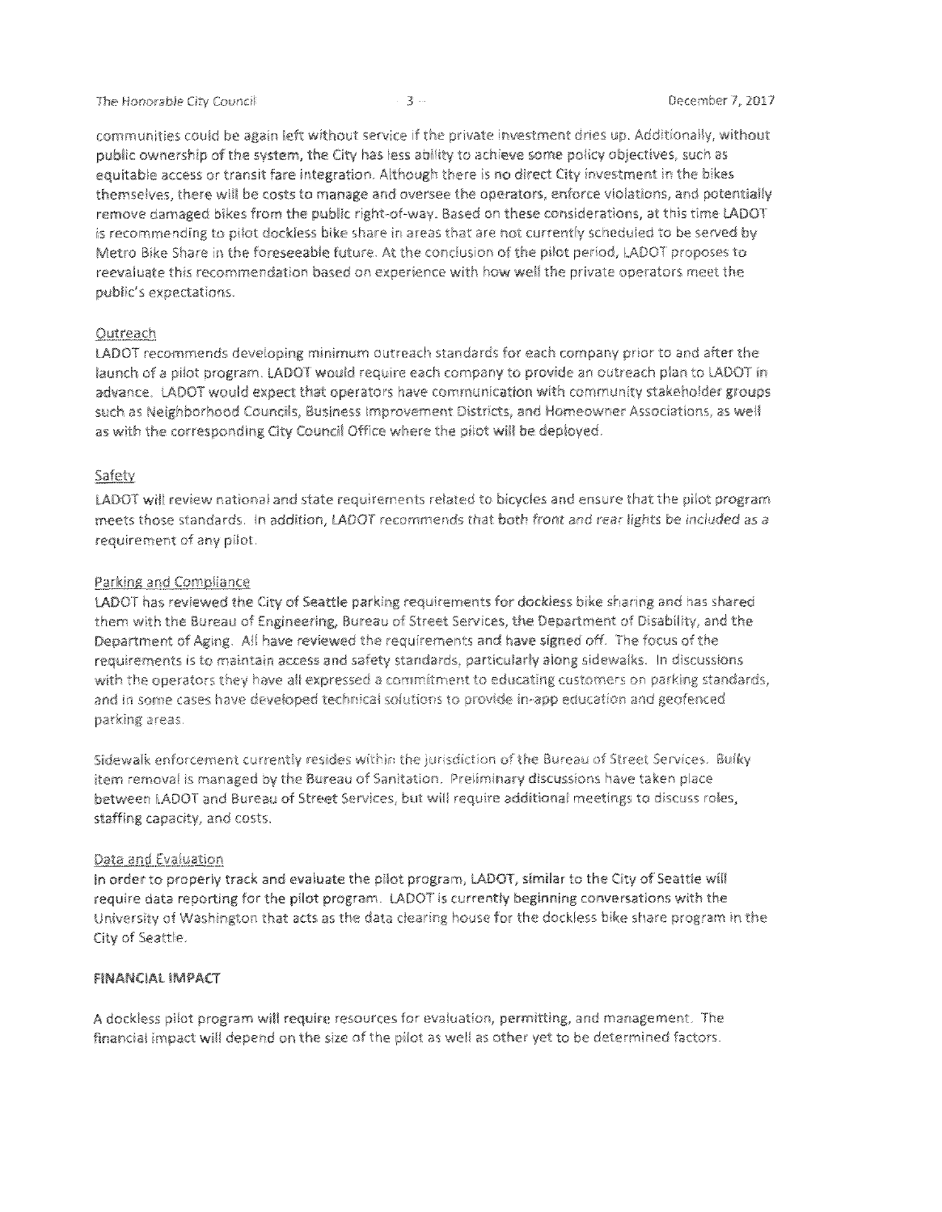communities could be again left without service if the private investment dries up. Additionally, without public ownership of the system, the City has less ability to achieve some policy objectives, such as equitable access or transit fare integration. Although there is no direct City investment in the bikes themselves, there will be costs to manage and oversee the operators, enforce violations, and potentially remove damaged bikes from the public right-of-way. Based on these considerations, at this time LADOT is recommending to pilot dockless bike share in areas that are not currently scheduled to be served by Metro Bike Share in the foreseeable future. At the conclusion of the pilot period, LADOT proposes to reevaluate this recommendation based on experience with how well the private operators meet the public's expectations.

Outreach

LADOT recommends developing minimum outreach standards for each company prior to and after the launch of a pilot program. LADOT would require each company to provide an outreach plan to LADOT in advance. LADOT would expect that operators have communication with community stakeholder groups such as Neighborhood Councils, Business Improvement Districts, and Homeowner Associations, as well as with the corresponding City Council Office where the pilot will be deployed.

Safety

LADOT will review national and state requirements related to bicycles and ensure that the pilot program meets those standards. In addition, LADOT recommends that both front and rear lights be included as a requirement of any pilot.

Parking and Compliance

LADOT has reviewed the City of Seattle parking requirements for dockless bike sharing and has shared them with the Bureau of Engineering, Bureau of Street Services, the Department of Disability, and the Department of Aging. All have reviewed the requirements and have signed off. The focus of the requirements is to maintain access and safety standards, particularly along sidewalks. In discussions with the operators they have all expressed a commitment to educating customers on parking standards, and in some cases have developed technical solutions to provide in-app education and geofenced parking areas.

Sidewalk enforcement currently resides within the jurisdiction of the Bureau of Street Services. Bulky item removal is managed by the Bureau of Sanitation. Preliminary discussions have taken place between LADOT and Bureau of Street Services, but will require additional meetings to discuss roles, staffing capacity, and costs.

Data and Evaluation

In order to properly track and evaluate the pilot program, LADOT, similar to the City of Seattle will require data reporting for the pilot program. LADOT is currently beginning conversations with the University of Washington that acts as the data clearing house for the dockless bike share program in the City of Seattle.

**FINANCIAL IMPACT**

A dockless pilot program will require resources for evaluation, permitting, and management. The financial impact will depend on the size of the pilot as well as other yet to be determined factors.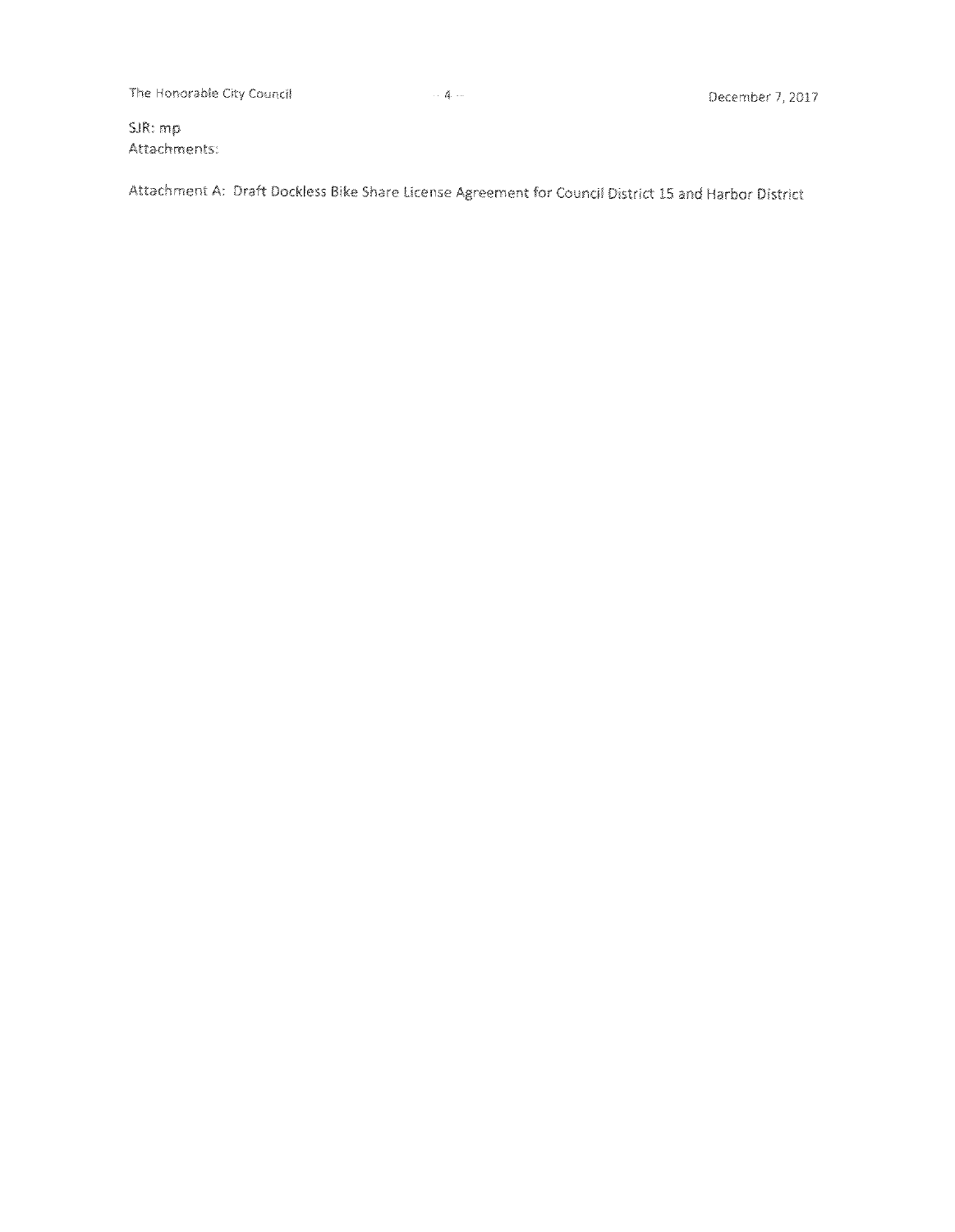SJR: mp
Attachments:

Attachment A: Draft Dockless Bike Share License Agreement for Council District 15 and Harbor District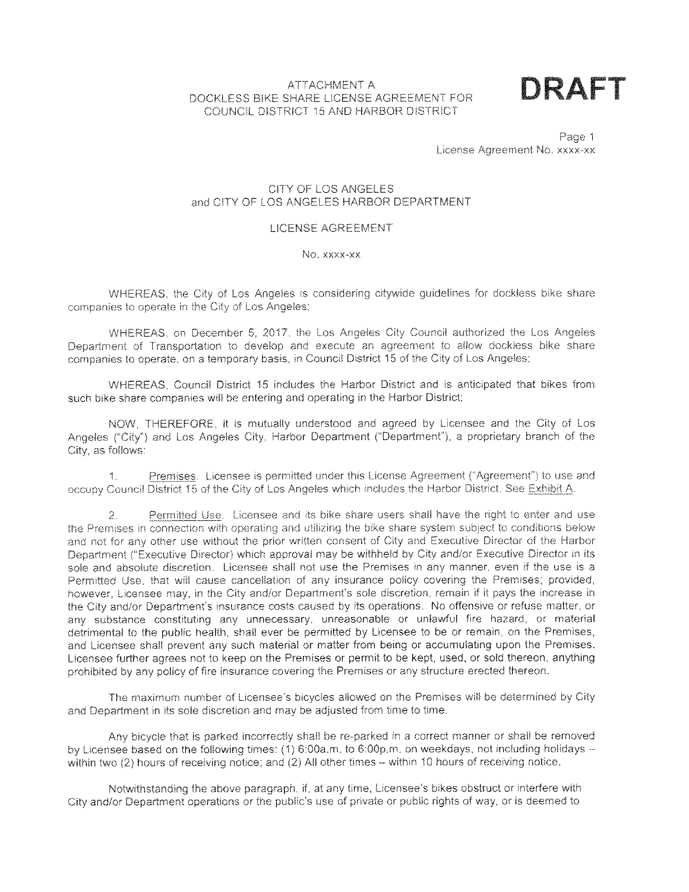ATTACHMENT A
DOCKLESS BIKE SHARE LICENSE AGREEMENT FOR
COUNCIL DISTRICT 15 AND HARBOR DISTRICT

**DRAFT**

Page 1
License Agreement No. xxxx-xx

CITY OF LOS ANGELES
and CITY OF LOS ANGELES HARBOR DEPARTMENT

LICENSE AGREEMENT

No. xxxx-xx

WHEREAS, the City of Los Angeles is considering citywide guidelines for dockless bike share companies to operate in the City of Los Angeles;

WHEREAS, on December 5, 2017, the Los Angeles City Council authorized the Los Angeles Department of Transportation to develop and execute an agreement to allow dockless bike share companies to operate, on a temporary basis, in Council District 15 of the City of Los Angeles;

WHEREAS, Council District 15 includes the Harbor District and is anticipated that bikes from such bike share companies will be entering and operating in the Harbor District;

NOW, THEREFORE, it is mutually understood and agreed by Licensee and the City of Los Angeles ("City") and Los Angeles City, Harbor Department ("Department"), a proprietary branch of the City, as follows:

1. Premises. Licensee is permitted under this License Agreement ("Agreement") to use and occupy Council District 15 of the City of Los Angeles which includes the Harbor District. See Exhibit A.

2. Permitted Use. Licensee and its bike share users shall have the right to enter and use the Premises in connection with operating and utilizing the bike share system subject to conditions below and not for any other use without the prior written consent of City and Executive Director of the Harbor Department ("Executive Director) which approval may be withheld by City and/or Executive Director in its sole and absolute discretion. Licensee shall not use the Premises in any manner, even if the use is a Permitted Use, that will cause cancellation of any insurance policy covering the Premises; provided, however, Licensee may, in the City and/or Department's sole discretion, remain if it pays the increase in the City and/or Department's insurance costs caused by its operations. No offensive or refuse matter, or any substance constituting any unnecessary, unreasonable or unlawful fire hazard, or material detrimental to the public health, shall ever be permitted by Licensee to be or remain, on the Premises, and Licensee shall prevent any such material or matter from being or accumulating upon the Premises. Licensee further agrees not to keep on the Premises or permit to be kept, used, or sold thereon, anything prohibited by any policy of fire insurance covering the Premises or any structure erected thereon.

The maximum number of Licensee's bicycles allowed on the Premises will be determined by City and Department in its sole discretion and may be adjusted from time to time.

Any bicycle that is parked incorrectly shall be re-parked in a correct manner or shall be removed by Licensee based on the following times: (1) 6:00a.m. to 6:00p.m. on weekdays, not including holidays – within two (2) hours of receiving notice; and (2) All other times – within 10 hours of receiving notice.

Notwithstanding the above paragraph, if, at any time, Licensee's bikes obstruct or interfere with City and/or Department operations or the public's use of private or public rights of way, or is deemed to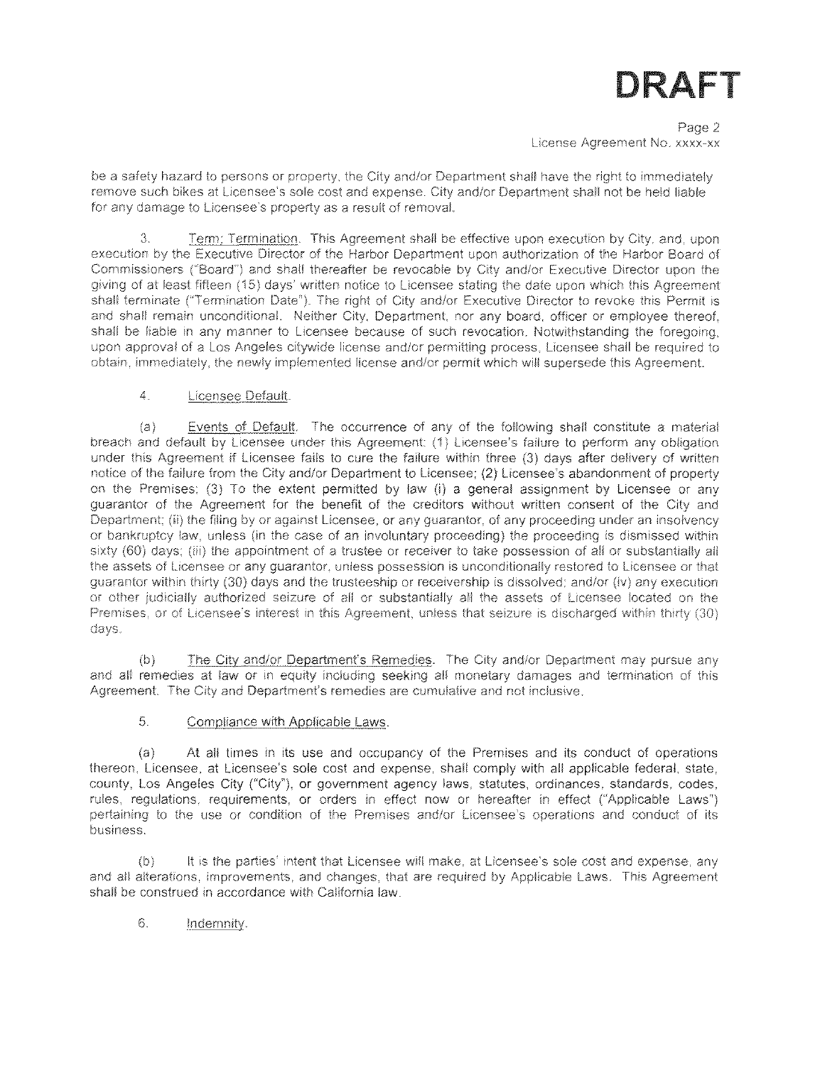be a safety hazard to persons or property, the City and/or Department shall have the right to immediately remove such bikes at Licensee's sole cost and expense. City and/or Department shall not be held liable for any damage to Licensee's property as a result of removal.

3. Term; Termination. This Agreement shall be effective upon execution by City, and, upon execution by the Executive Director of the Harbor Department upon authorization of the Harbor Board of Commissioners ("Board") and shall thereafter be revocable by City and/or Executive Director upon the giving of at least fifteen (15) days' written notice to Licensee stating the date upon which this Agreement shall terminate ("Termination Date"). The right of City and/or Executive Director to revoke this Permit is and shall remain unconditional. Neither City, Department, nor any board, officer or employee thereof, shall be liable in any manner to Licensee because of such revocation. Notwithstanding the foregoing, upon approval of a Los Angeles citywide license and/or permitting process, Licensee shall be required to obtain, immediately, the newly implemented license and/or permit which will supersede this Agreement.

4. Licensee Default.

(a) Events of Default. The occurrence of any of the following shall constitute a material breach and default by Licensee under this Agreement: (1) Licensee's failure to perform any obligation under this Agreement if Licensee fails to cure the failure within three (3) days after delivery of written notice of the failure from the City and/or Department to Licensee; (2) Licensee's abandonment of property on the Premises; (3) To the extent permitted by law (i) a general assignment by Licensee or any guarantor of the Agreement for the benefit of the creditors without written consent of the City and Department; (ii) the filing by or against Licensee, or any guarantor, of any proceeding under an insolvency or bankruptcy law, unless (in the case of an involuntary proceeding) the proceeding is dismissed within sixty (60) days; (iii) the appointment of a trustee or receiver to take possession of all or substantially all the assets of Licensee or any guarantor, unless possession is unconditionally restored to Licensee or that guarantor within thirty (30) days and the trusteeship or receivership is dissolved; and/or (iv) any execution or other judicially authorized seizure of all or substantially all the assets of Licensee located on the Premises, or of Licensee's interest in this Agreement, unless that seizure is discharged within thirty (30) days.

(b) The City and/or Department's Remedies. The City and/or Department may pursue any and all remedies at law or in equity including seeking all monetary damages and termination of this Agreement. The City and Department's remedies are cumulative and not inclusive.

5. Compliance with Applicable Laws.

(a) At all times in its use and occupancy of the Premises and its conduct of operations thereon, Licensee, at Licensee's sole cost and expense, shall comply with all applicable federal, state, county, Los Angeles City ("City"), or government agency laws, statutes, ordinances, standards, codes, rules, regulations, requirements, or orders in effect now or hereafter in effect ("Applicable Laws") pertaining to the use or condition of the Premises and/or Licensee's operations and conduct of its business.

(b) It is the parties' intent that Licensee will make, at Licensee's sole cost and expense, any and all alterations, improvements, and changes, that are required by Applicable Laws. This Agreement shall be construed in accordance with California law.

6. Indemnity.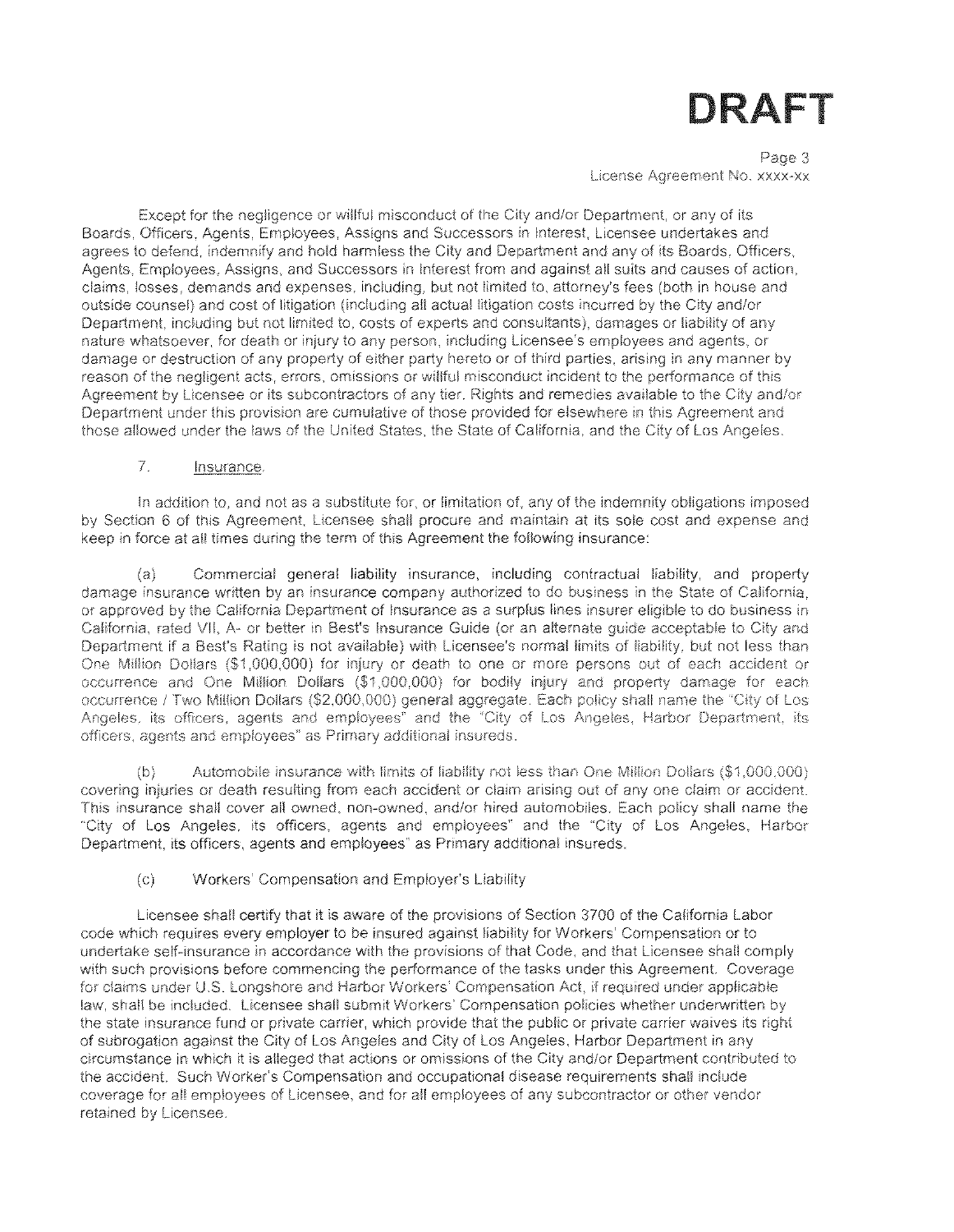Except for the negligence or willful misconduct of the City and/or Department, or any of its Boards, Officers, Agents, Employees, Assigns and Successors in Interest, Licensee undertakes and agrees to defend, indemnify and hold harmless the City and Department and any of its Boards, Officers, Agents, Employees, Assigns, and Successors in Interest from and against all suits and causes of action, claims, losses, demands and expenses, including, but not limited to, attorney's fees (both in house and outside counsel) and cost of litigation (including all actual litigation costs incurred by the City and/or Department, including but not limited to, costs of experts and consultants), damages or liability of any nature whatsoever, for death or injury to any person, including Licensee's employees and agents, or damage or destruction of any property of either party hereto or of third parties, arising in any manner by reason of the negligent acts, errors, omissions or willful misconduct incident to the performance of this Agreement by Licensee or its subcontractors of any tier. Rights and remedies available to the City and/or Department under this provision are cumulative of those provided for elsewhere in this Agreement and those allowed under the laws of the United States, the State of California, and the City of Los Angeles.

7. Insurance.

In addition to, and not as a substitute for, or limitation of, any of the indemnity obligations imposed by Section 6 of this Agreement, Licensee shall procure and maintain at its sole cost and expense and keep in force at all times during the term of this Agreement the following insurance:

(a) Commercial general liability insurance, including contractual liability, and property damage insurance written by an insurance company authorized to do business in the State of California, or approved by the California Department of Insurance as a surplus lines insurer eligible to do business in California, rated VII, A- or better in Best's Insurance Guide (or an alternate guide acceptable to City and Department if a Best's Rating is not available) with Licensee's normal limits of liability, but not less than One Million Dollars ($1,000,000) for injury or death to one or more persons out of each accident or occurrence and One Million Dollars ($1,000,000) for bodily injury and property damage for each occurrence / Two Million Dollars ($2,000,000) general aggregate. Each policy shall name the "City of Los Angeles, its officers, agents and employees" and the "City of Los Angeles, Harbor Department, its officers, agents and employees" as Primary additional insureds.

(b) Automobile insurance with limits of liability not less than One Million Dollars ($1,000,000) covering injuries or death resulting from each accident or claim arising out of any one claim or accident. This insurance shall cover all owned, non-owned, and/or hired automobiles. Each policy shall name the "City of Los Angeles, its officers, agents and employees" and the "City of Los Angeles, Harbor Department, its officers, agents and employees" as Primary additional insureds.

(c) Workers' Compensation and Employer's Liability

Licensee shall certify that it is aware of the provisions of Section 3700 of the California Labor code which requires every employer to be insured against liability for Workers' Compensation or to undertake self-insurance in accordance with the provisions of that Code, and that Licensee shall comply with such provisions before commencing the performance of the tasks under this Agreement. Coverage for claims under U.S. Longshore and Harbor Workers' Compensation Act, if required under applicable law, shall be included. Licensee shall submit Workers' Compensation policies whether underwritten by the state insurance fund or private carrier, which provide that the public or private carrier waives its right of subrogation against the City of Los Angeles and City of Los Angeles, Harbor Department in any circumstance in which it is alleged that actions or omissions of the City and/or Department contributed to the accident. Such Worker's Compensation and occupational disease requirements shall include coverage for all employees of Licensee, and for all employees of any subcontractor or other vendor retained by Licensee.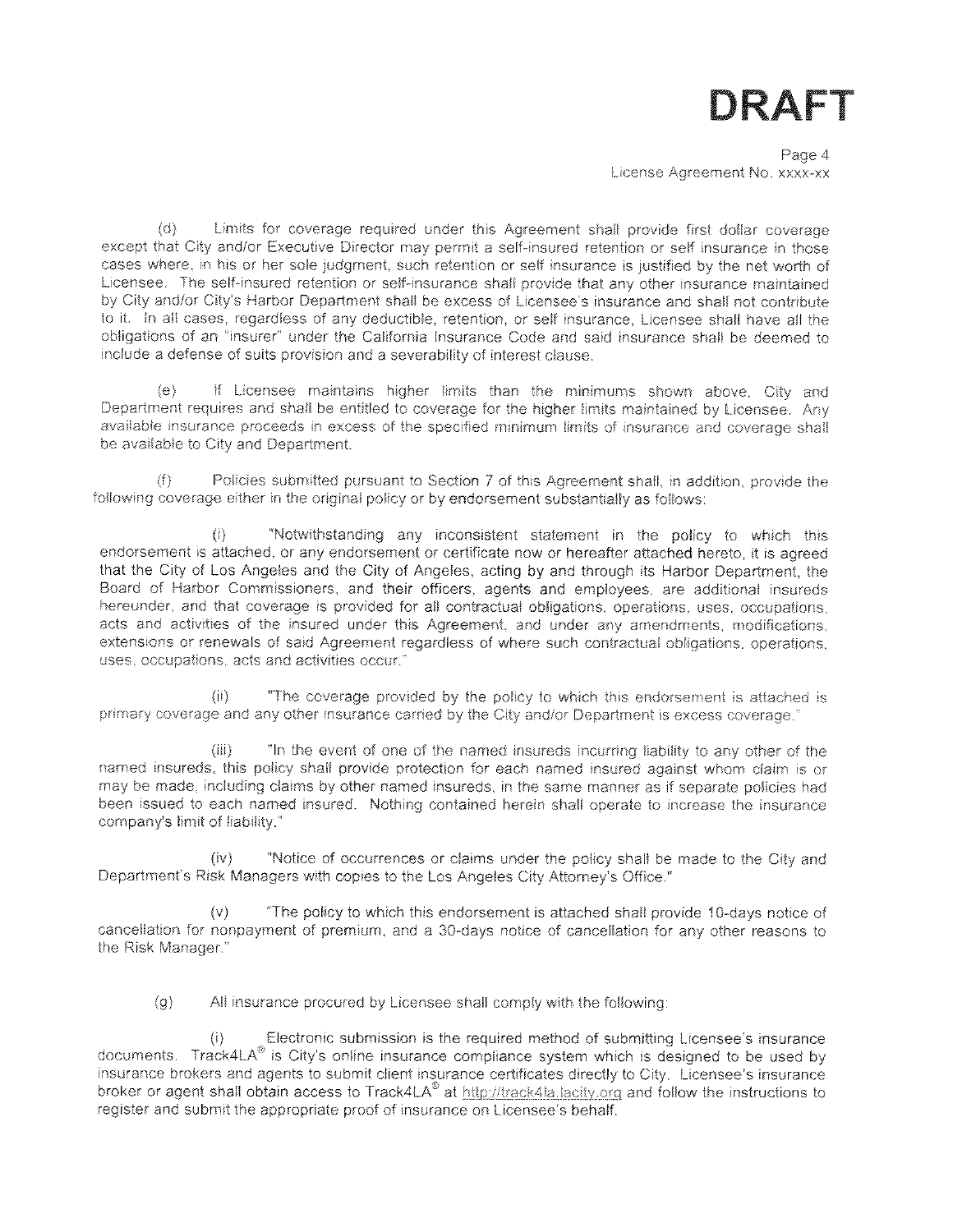# DRAFT

(d) Limits for coverage required under this Agreement shall provide first dollar coverage except that City and/or Executive Director may permit a self-insured retention or self insurance in those cases where, in his or her sole judgment, such retention or self insurance is justified by the net worth of Licensee. The self-insured retention or self-insurance shall provide that any other insurance maintained by City and/or City's Harbor Department shall be excess of Licensee's insurance and shall not contribute to it. In all cases, regardless of any deductible, retention, or self insurance, Licensee shall have all the obligations of an "insurer" under the California Insurance Code and said insurance shall be deemed to include a defense of suits provision and a severability of interest clause.

(e) If Licensee maintains higher limits than the minimums shown above, City and Department requires and shall be entitled to coverage for the higher limits maintained by Licensee. Any available insurance proceeds in excess of the specified minimum limits of insurance and coverage shall be available to City and Department.

(f) Policies submitted pursuant to Section 7 of this Agreement shall, in addition, provide the following coverage either in the original policy or by endorsement substantially as follows:

(i) "Notwithstanding any inconsistent statement in the policy to which this endorsement is attached, or any endorsement or certificate now or hereafter attached hereto, it is agreed that the City of Los Angeles and the City of Angeles, acting by and through its Harbor Department, the Board of Harbor Commissioners, and their officers, agents and employees, are additional insureds hereunder, and that coverage is provided for all contractual obligations, operations, uses, occupations, acts and activities of the insured under this Agreement, and under any amendments, modifications, extensions or renewals of said Agreement regardless of where such contractual obligations, operations, uses, occupations, acts and activities occur."

(ii) "The coverage provided by the policy to which this endorsement is attached is primary coverage and any other insurance carried by the City and/or Department is excess coverage."

(iii) "In the event of one of the named insureds incurring liability to any other of the named insureds, this policy shall provide protection for each named insured against whom claim is or may be made, including claims by other named insureds, in the same manner as if separate policies had been issued to each named insured. Nothing contained herein shall operate to increase the insurance company's limit of liability."

(iv) "Notice of occurrences or claims under the policy shall be made to the City and Department's Risk Managers with copies to the Los Angeles City Attorney's Office."

(v) "The policy to which this endorsement is attached shall provide 10-days notice of cancellation for nonpayment of premium, and a 30-days notice of cancellation for any other reasons to the Risk Manager."

(g) All insurance procured by Licensee shall comply with the following:

(i) Electronic submission is the required method of submitting Licensee's insurance documents. Track4LA® is City's online insurance compliance system which is designed to be used by insurance brokers and agents to submit client insurance certificates directly to City. Licensee's insurance broker or agent shall obtain access to Track4LA® at http://track4la.lacity.org and follow the instructions to register and submit the appropriate proof of insurance on Licensee's behalf.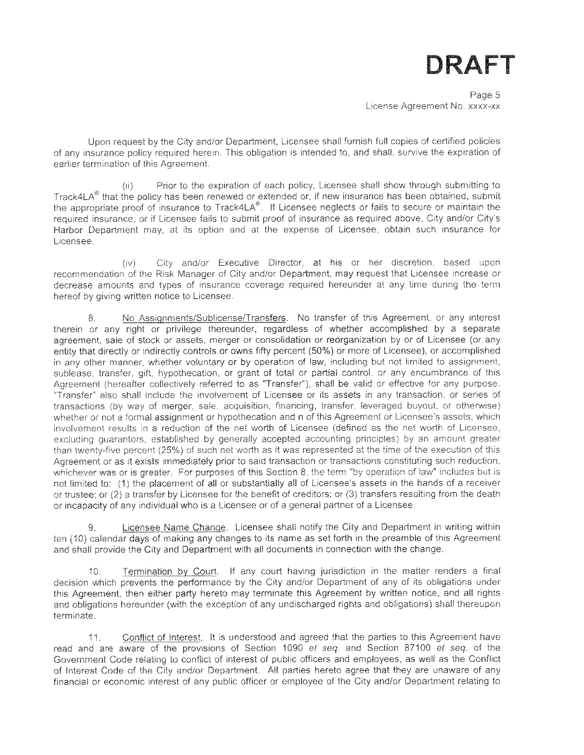**DRAFT**

Upon request by the City and/or Department, Licensee shall furnish full copies of certified policies of any insurance policy required herein. This obligation is intended to, and shall, survive the expiration of earlier termination of this Agreement.

(ii) Prior to the expiration of each policy, Licensee shall show through submitting to Track4LA® that the policy has been renewed or extended or, if new insurance has been obtained, submit the appropriate proof of insurance to Track4LA®. If Licensee neglects or fails to secure or maintain the required insurance, or if Licensee fails to submit proof of insurance as required above, City and/or City's Harbor Department may, at its option and at the expense of Licensee, obtain such insurance for Licensee.

(iv) City and/or Executive Director, at his or her discretion, based upon recommendation of the Risk Manager of City and/or Department, may request that Licensee increase or decrease amounts and types of insurance coverage required hereunder at any time during the term hereof by giving written notice to Licensee.

8. No Assignments/Sublicense/Transfers. No transfer of this Agreement, or any interest therein or any right or privilege thereunder, regardless of whether accomplished by a separate agreement, sale of stock or assets, merger or consolidation or reorganization by or of Licensee (or any entity that directly or indirectly controls or owns fifty percent (50%) or more of Licensee), or accomplished in any other manner, whether voluntary or by operation of law, including but not limited to assignment, sublease, transfer, gift, hypothecation, or grant of total or partial control, or any encumbrance of this Agreement (hereafter collectively referred to as "Transfer"), shall be valid or effective for any purpose. "Transfer" also shall include the involvement of Licensee or its assets in any transaction, or series of transactions (by way of merger, sale, acquisition, financing, transfer, leveraged buyout, or otherwise) whether or not a formal assignment or hypothecation and n of this Agreement or Licensee's assets, which involvement results in a reduction of the net worth of Licensee (defined as the net worth of Licensee, excluding guarantors, established by generally accepted accounting principles) by an amount greater than twenty-five percent (25%) of such net worth as it was represented at the time of the execution of this Agreement or as it exists immediately prior to said transaction or transactions constituting such reduction, whichever was or is greater. For purposes of this Section 8, the term "by operation of law" includes but is not limited to: (1) the placement of all or substantially all of Licensee's assets in the hands of a receiver or trustee; or (2) a transfer by Licensee for the benefit of creditors; or (3) transfers resulting from the death or incapacity of any individual who is a Licensee or of a general partner of a Licensee.

9. Licensee Name Change. Licensee shall notify the City and Department in writing within ten (10) calendar days of making any changes to its name as set forth in the preamble of this Agreement and shall provide the City and Department with all documents in connection with the change.

10. Termination by Court. If any court having jurisdiction in the matter renders a final decision which prevents the performance by the City and/or Department of any of its obligations under this Agreement, then either party hereto may terminate this Agreement by written notice, and all rights and obligations hereunder (with the exception of any undischarged rights and obligations) shall thereupon terminate.

11. Conflict of Interest. It is understood and agreed that the parties to this Agreement have read and are aware of the provisions of Section 1090 *et seq.* and Section 87100 *et seq.* of the Government Code relating to conflict of interest of public officers and employees, as well as the Conflict of Interest Code of the City and/or Department. All parties hereto agree that they are unaware of any financial or economic interest of any public officer or employee of the City and/or Department relating to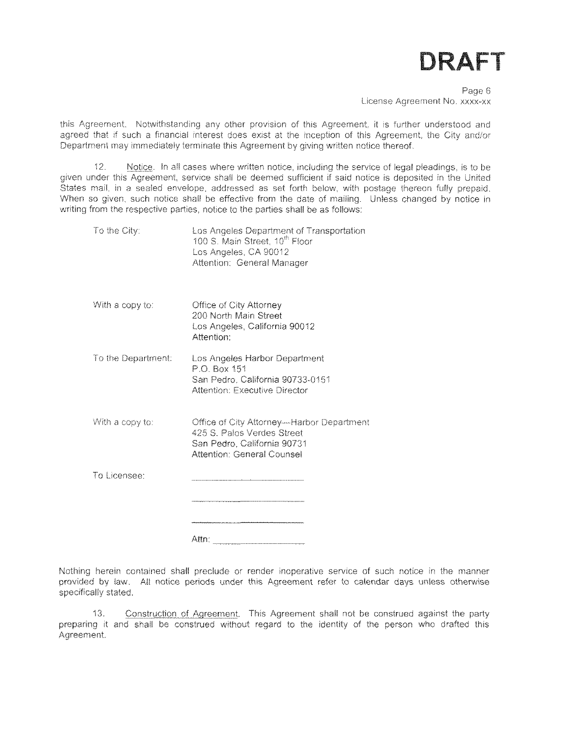# DRAFT

this Agreement. Notwithstanding any other provision of this Agreement, it is further understood and agreed that if such a financial interest does exist at the inception of this Agreement, the City and/or Department may immediately terminate this Agreement by giving written notice thereof.

12. Notice. In all cases where written notice, including the service of legal pleadings, is to be given under this Agreement, service shall be deemed sufficient if said notice is deposited in the United States mail, in a sealed envelope, addressed as set forth below, with postage thereon fully prepaid. When so given, such notice shall be effective from the date of mailing. Unless changed by notice in writing from the respective parties, notice to the parties shall be as follows:

| | |
|---|---|
| To the City: | Los Angeles Department of Transportation<br>100 S. Main Street, 10th Floor<br>Los Angeles, CA 90012<br>Attention: General Manager |
| With a copy to: | Office of City Attorney<br>200 North Main Street<br>Los Angeles, California 90012<br>Attention: |
| To the Department: | Los Angeles Harbor Department<br>P.O. Box 151<br>San Pedro, California 90733-0151<br>Attention: Executive Director |
| With a copy to: | Office of City Attorney—Harbor Department<br>425 S. Palos Verdes Street<br>San Pedro, California 90731<br>Attention: General Counsel |
| To Licensee: | ______________________<br>______________________<br>______________________<br>Attn: __________________ |

Nothing herein contained shall preclude or render inoperative service of such notice in the manner provided by law. All notice periods under this Agreement refer to calendar days unless otherwise specifically stated.

13. Construction of Agreement. This Agreement shall not be construed against the party preparing it and shall be construed without regard to the identity of the person who drafted this Agreement.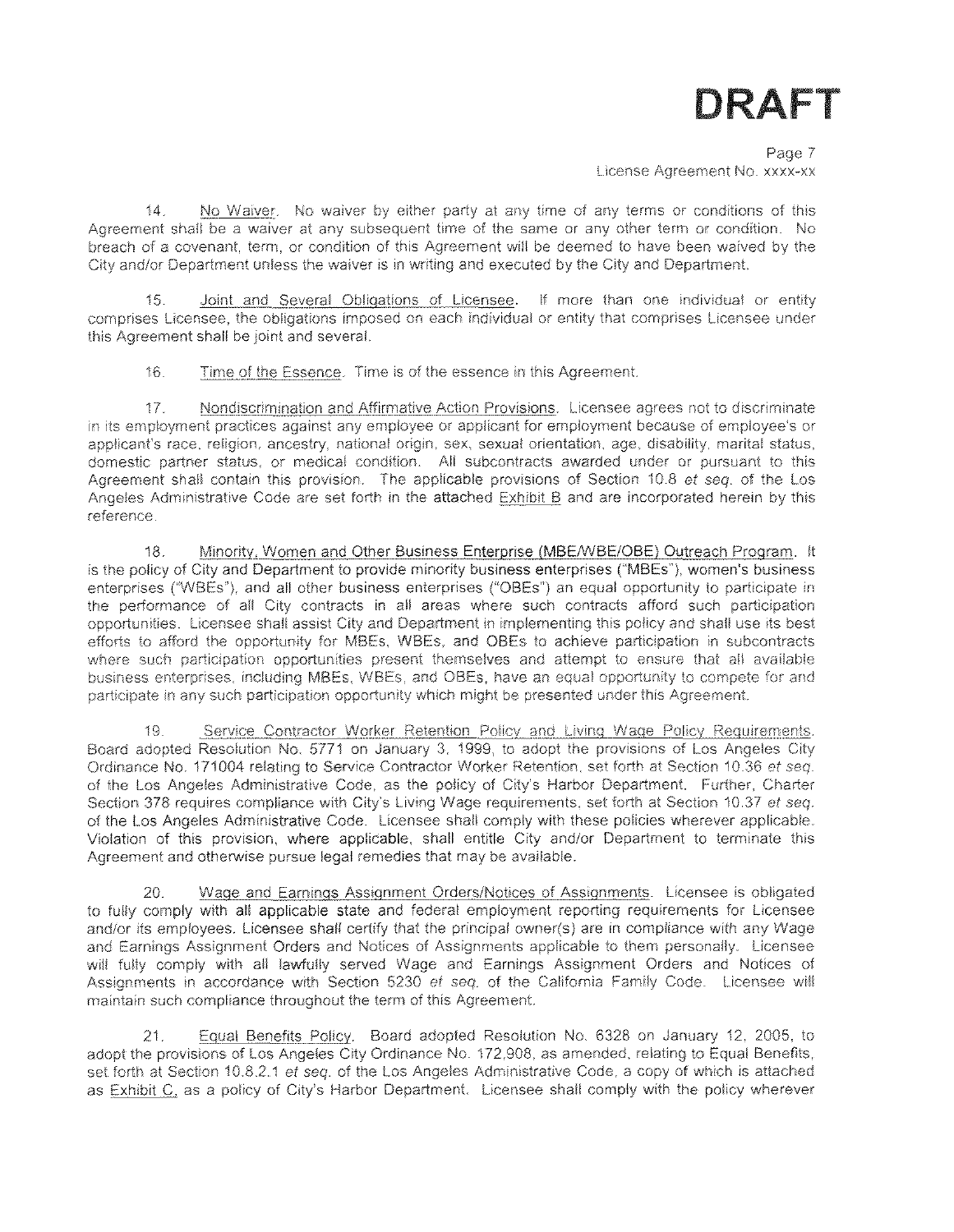**DRAFT**

14. No Waiver. No waiver by either party at any time of any terms or conditions of this Agreement shall be a waiver at any subsequent time of the same or any other term or condition. No breach of a covenant, term, or condition of this Agreement will be deemed to have been waived by the City and/or Department unless the waiver is in writing and executed by the City and Department.

15. Joint and Several Obligations of Licensee. If more than one individual or entity comprises Licensee, the obligations imposed on each individual or entity that comprises Licensee under this Agreement shall be joint and several.

16. Time of the Essence. Time is of the essence in this Agreement.

17. Nondiscrimination and Affirmative Action Provisions. Licensee agrees not to discriminate in its employment practices against any employee or applicant for employment because of employee's or applicant's race, religion, ancestry, national origin, sex, sexual orientation, age, disability, marital status, domestic partner status, or medical condition. All subcontracts awarded under or pursuant to this Agreement shall contain this provision. The applicable provisions of Section 10.8 *et seq.* of the Los Angeles Administrative Code are set forth in the attached Exhibit B and are incorporated herein by this reference.

18. Minority, Women and Other Business Enterprise (MBE/WBE/OBE) Outreach Program. It is the policy of City and Department to provide minority business enterprises ("MBEs"), women's business enterprises ("WBEs"), and all other business enterprises ("OBEs") an equal opportunity to participate in the performance of all City contracts in all areas where such contracts afford such participation opportunities. Licensee shall assist City and Department in implementing this policy and shall use its best efforts to afford the opportunity for MBEs, WBEs, and OBEs to achieve participation in subcontracts where such participation opportunities present themselves and attempt to ensure that all available business enterprises, including MBEs, WBEs, and OBEs, have an equal opportunity to compete for and participate in any such participation opportunity which might be presented under this Agreement.

19. Service Contractor Worker Retention Policy and Living Wage Policy Requirements. Board adopted Resolution No. 5771 on January 3, 1999, to adopt the provisions of Los Angeles City Ordinance No. 171004 relating to Service Contractor Worker Retention, set forth at Section 10.36 *et seq.* of the Los Angeles Administrative Code, as the policy of City's Harbor Department. Further, Charter Section 378 requires compliance with City's Living Wage requirements, set forth at Section 10.37 *et seq.* of the Los Angeles Administrative Code. Licensee shall comply with these policies wherever applicable. Violation of this provision, where applicable, shall entitle City and/or Department to terminate this Agreement and otherwise pursue legal remedies that may be available.

20. Wage and Earnings Assignment Orders/Notices of Assignments. Licensee is obligated to fully comply with all applicable state and federal employment reporting requirements for Licensee and/or its employees. Licensee shall certify that the principal owner(s) are in compliance with any Wage and Earnings Assignment Orders and Notices of Assignments applicable to them personally. Licensee will fully comply with all lawfully served Wage and Earnings Assignment Orders and Notices of Assignments in accordance with Section 5230 *et seq.* of the California Family Code. Licensee will maintain such compliance throughout the term of this Agreement.

21. Equal Benefits Policy. Board adopted Resolution No. 6328 on January 12, 2005, to adopt the provisions of Los Angeles City Ordinance No. 172,908, as amended, relating to Equal Benefits, set forth at Section 10.8.2.1 *et seq.* of the Los Angeles Administrative Code, a copy of which is attached as Exhibit C, as a policy of City's Harbor Department. Licensee shall comply with the policy wherever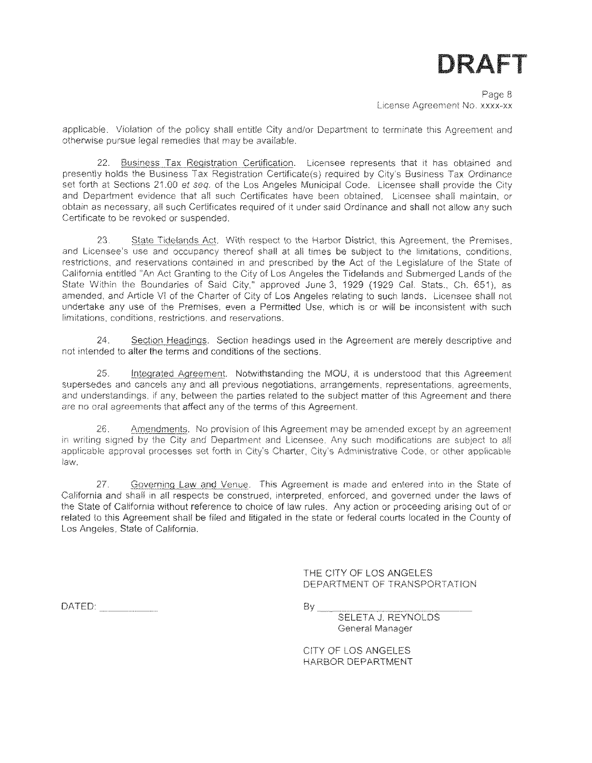**DRAFT**

applicable. Violation of the policy shall entitle City and/or Department to terminate this Agreement and otherwise pursue legal remedies that may be available.

22. Business Tax Registration Certification. Licensee represents that it has obtained and presently holds the Business Tax Registration Certificate(s) required by City's Business Tax Ordinance set forth at Sections 21.00 *et seq.* of the Los Angeles Municipal Code. Licensee shall provide the City and Department evidence that all such Certificates have been obtained. Licensee shall maintain, or obtain as necessary, all such Certificates required of it under said Ordinance and shall not allow any such Certificate to be revoked or suspended.

23. State Tidelands Act. With respect to the Harbor District, this Agreement, the Premises, and Licensee's use and occupancy thereof shall at all times be subject to the limitations, conditions, restrictions, and reservations contained in and prescribed by the Act of the Legislature of the State of California entitled "An Act Granting to the City of Los Angeles the Tidelands and Submerged Lands of the State Within the Boundaries of Said City," approved June 3, 1929 (1929 Cal. Stats., Ch. 651), as amended, and Article VI of the Charter of City of Los Angeles relating to such lands. Licensee shall not undertake any use of the Premises, even a Permitted Use, which is or will be inconsistent with such limitations, conditions, restrictions, and reservations.

24. Section Headings. Section headings used in the Agreement are merely descriptive and not intended to alter the terms and conditions of the sections.

25. Integrated Agreement. Notwithstanding the MOU, it is understood that this Agreement supersedes and cancels any and all previous negotiations, arrangements, representations, agreements, and understandings, if any, between the parties related to the subject matter of this Agreement and there are no oral agreements that affect any of the terms of this Agreement.

26. Amendments. No provision of this Agreement may be amended except by an agreement in writing signed by the City and Department and Licensee. Any such modifications are subject to all applicable approval processes set forth in City's Charter, City's Administrative Code, or other applicable law.

27. Governing Law and Venue. This Agreement is made and entered into in the State of California and shall in all respects be construed, interpreted, enforced, and governed under the laws of the State of California without reference to choice of law rules. Any action or proceeding arising out of or related to this Agreement shall be filed and litigated in the state or federal courts located in the County of Los Angeles, State of California.

THE CITY OF LOS ANGELES
DEPARTMENT OF TRANSPORTATION

DATED: ___________

By ______________________________
SELETA J. REYNOLDS
General Manager

CITY OF LOS ANGELES
HARBOR DEPARTMENT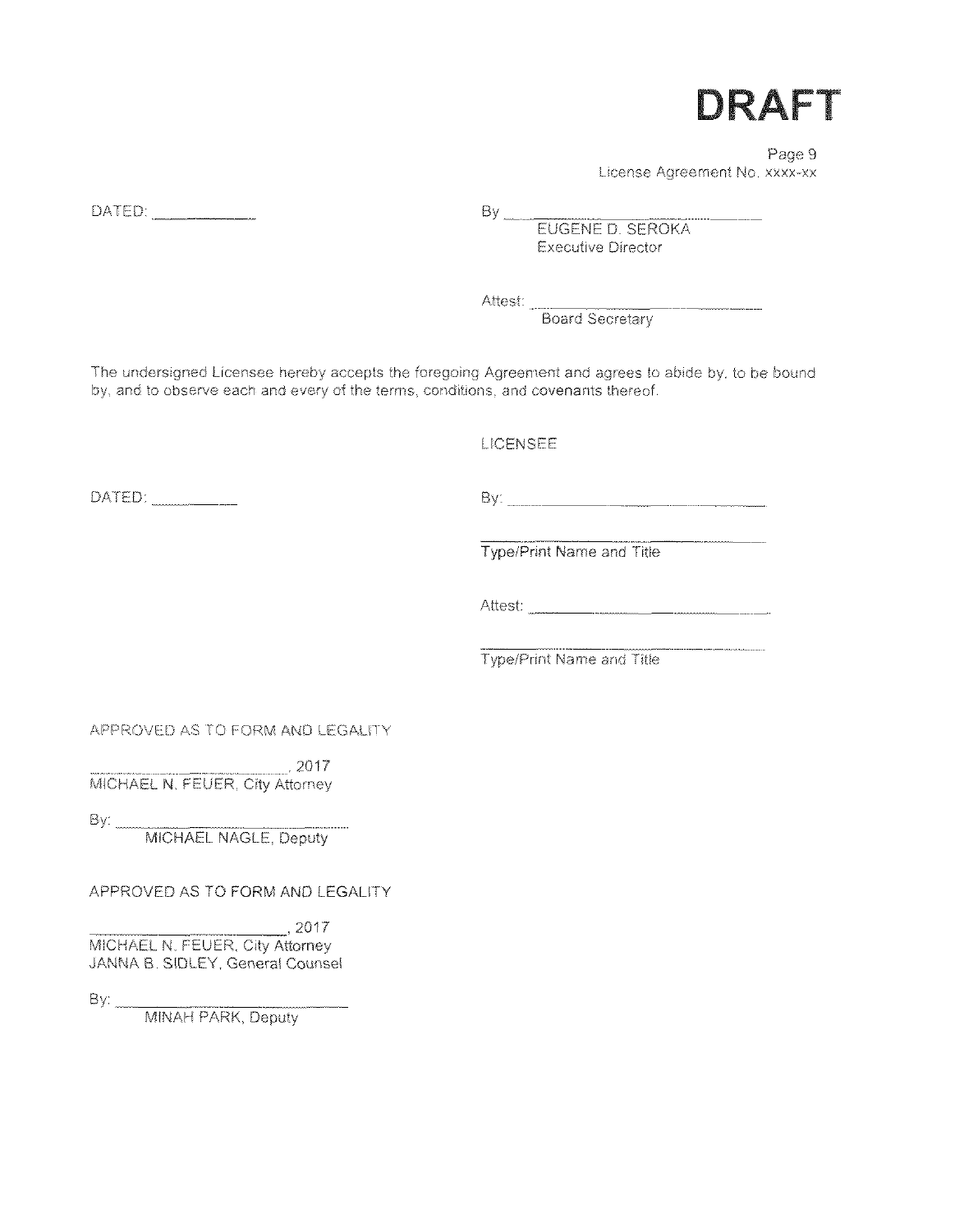# DRAFT

License Agreement No. xxxx-xx

DATED: ___________

By ____________________________
EUGENE D. SEROKA
Executive Director

Attest: ____________________________
Board Secretary

The undersigned Licensee hereby accepts the foregoing Agreement and agrees to abide by, to be bound by, and to observe each and every of the terms, conditions, and covenants thereof.

LICENSEE

DATED: ___________

By: ____________________________

____________________________
Type/Print Name and Title

Attest: ____________________________

____________________________
Type/Print Name and Title

APPROVED AS TO FORM AND LEGALITY

____________________, 2017
MICHAEL N. FEUER, City Attorney

By: ____________________________
MICHAEL NAGLE, Deputy

APPROVED AS TO FORM AND LEGALITY

____________________, 2017
MICHAEL N. FEUER, City Attorney
JANNA B. SIDLEY, General Counsel

By: ____________________________
MINAH PARK, Deputy